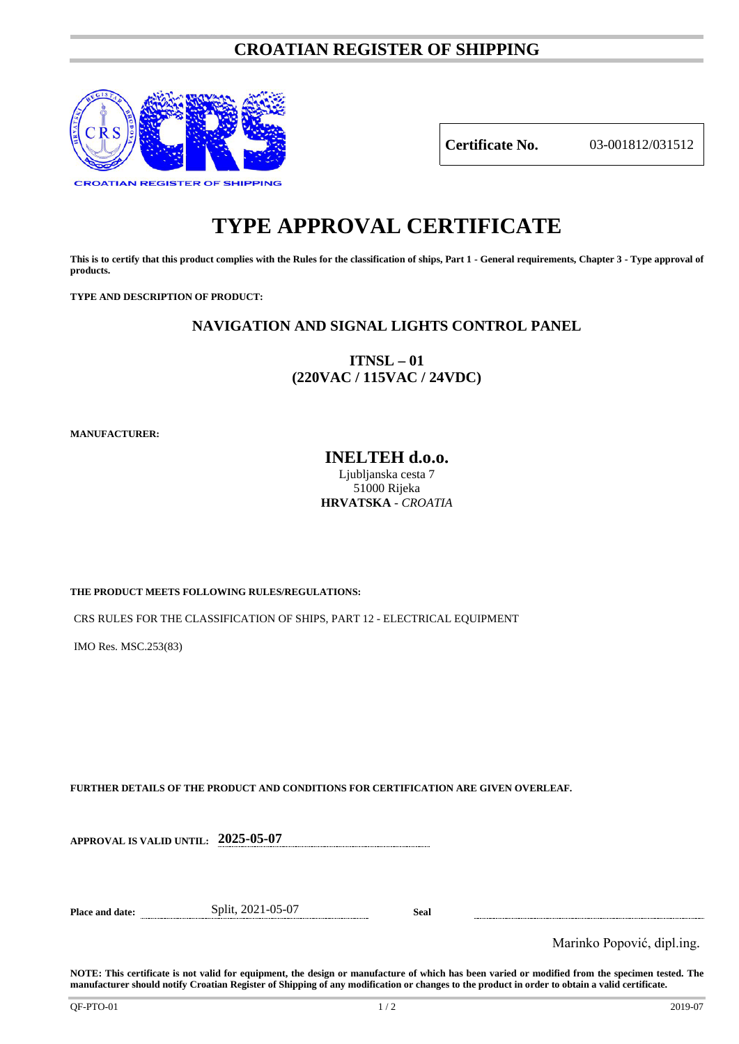# CROATIAN REGISTER OF SHIPPING

CROATIAN REGISTER OF SHIPPING

| **Certificate No.** | 03-001812/031512 |
|---|---|

# TYPE APPROVAL CERTIFICATE

**This is to certify that this product complies with the Rules for the classification of ships, Part 1 - General requirements, Chapter 3 - Type approval of products.**

**TYPE AND DESCRIPTION OF PRODUCT:**

**NAVIGATION AND SIGNAL LIGHTS CONTROL PANEL**

**ITNSL – 01**
**(220VAC / 115VAC / 24VDC)**

**MANUFACTURER:**

**INELTEH d.o.o.**
Ljubljanska cesta 7
51000 Rijeka
**HRVATSKA** - *CROATIA*

**THE PRODUCT MEETS FOLLOWING RULES/REGULATIONS:**

CRS RULES FOR THE CLASSIFICATION OF SHIPS, PART 12 - ELECTRICAL EQUIPMENT

IMO Res. MSC.253(83)

**FURTHER DETAILS OF THE PRODUCT AND CONDITIONS FOR CERTIFICATION ARE GIVEN OVERLEAF.**

**APPROVAL IS VALID UNTIL:** **2025-05-07**

**Place and date:** Split, 2021-05-07 **Seal**

Marinko Popović, dipl.ing.

**NOTE: This certificate is not valid for equipment, the design or manufacture of which has been varied or modified from the specimen tested. The manufacturer should notify Croatian Register of Shipping of any modification or changes to the product in order to obtain a valid certificate.**

QF-PTO-01 2019-07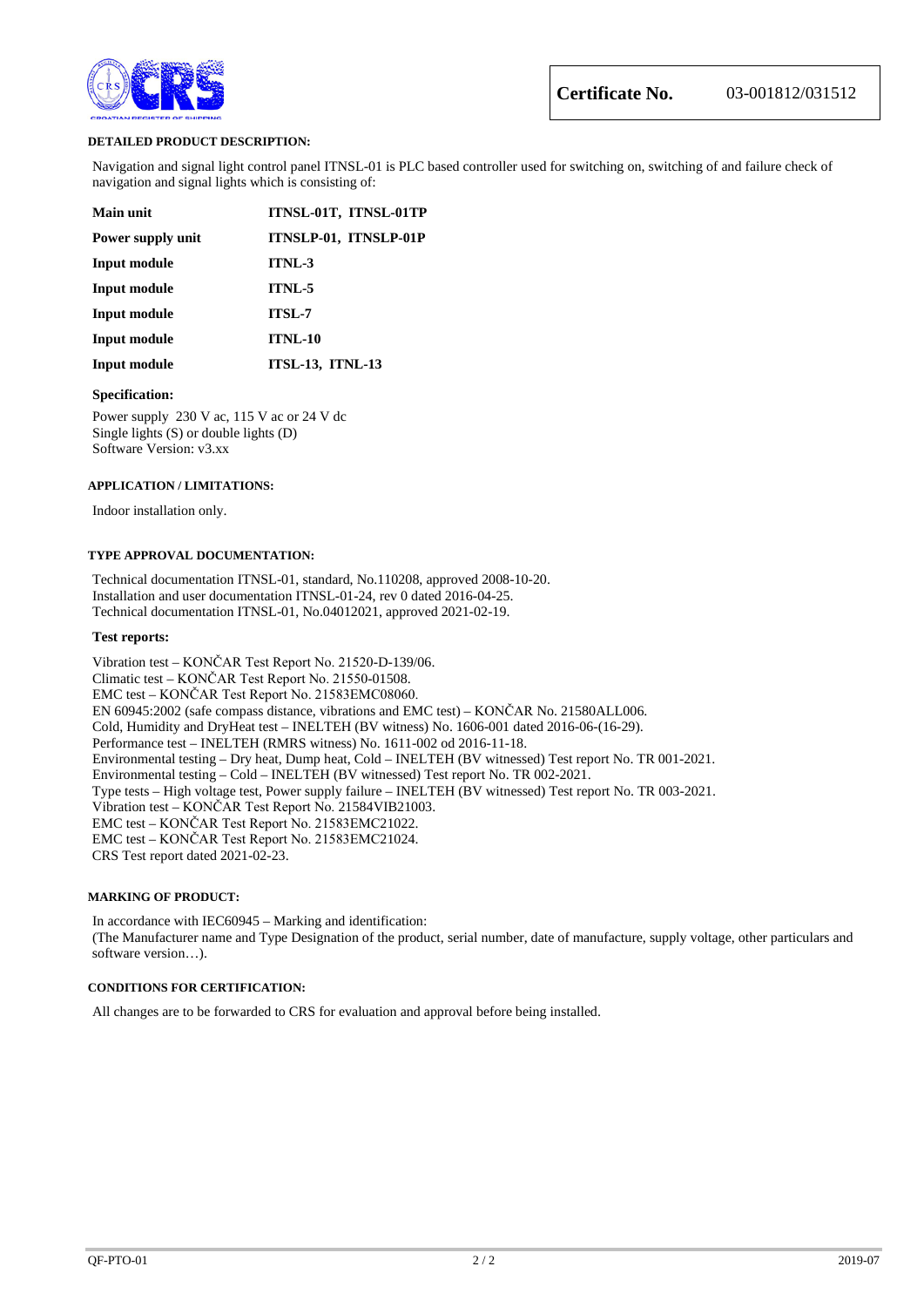**Certificate No.** 03-001812/031512

### DETAILED PRODUCT DESCRIPTION:

Navigation and signal light control panel ITNSL-01 is PLC based controller used for switching on, switching of and failure check of navigation and signal lights which is consisting of:

| | |
|---|---|
| **Main unit** | **ITNSL-01T, ITNSL-01TP** |
| **Power supply unit** | **ITNSLP-01, ITNSLP-01P** |
| **Input module** | **ITNL-3** |
| **Input module** | **ITNL-5** |
| **Input module** | **ITSL-7** |
| **Input module** | **ITNL-10** |
| **Input module** | **ITSL-13, ITNL-13** |

**Specification:**

Power supply 230 V ac, 115 V ac or 24 V dc
Single lights (S) or double lights (D)
Software Version: v3.xx

### APPLICATION / LIMITATIONS:

Indoor installation only.

### TYPE APPROVAL DOCUMENTATION:

Technical documentation ITNSL-01, standard, No.110208, approved 2008-10-20.
Installation and user documentation ITNSL-01-24, rev 0 dated 2016-04-25.
Technical documentation ITNSL-01, No.04012021, approved 2021-02-19.

**Test reports:**

Vibration test – KONČAR Test Report No. 21520-D-139/06.
Climatic test – KONČAR Test Report No. 21550-01508.
EMC test – KONČAR Test Report No. 21583EMC08060.
EN 60945:2002 (safe compass distance, vibrations and EMC test) – KONČAR No. 21580ALL006.
Cold, Humidity and DryHeat test – INELTEH (BV witness) No. 1606-001 dated 2016-06-(16-29).
Performance test – INELTEH (RMRS witness) No. 1611-002 od 2016-11-18.
Environmental testing – Dry heat, Dump heat, Cold – INELTEH (BV witnessed) Test report No. TR 001-2021.
Environmental testing – Cold – INELTEH (BV witnessed) Test report No. TR 002-2021.
Type tests – High voltage test, Power supply failure – INELTEH (BV witnessed) Test report No. TR 003-2021.
Vibration test – KONČAR Test Report No. 21584VIB21003.
EMC test – KONČAR Test Report No. 21583EMC21022.
EMC test – KONČAR Test Report No. 21583EMC21024.
CRS Test report dated 2021-02-23.

### MARKING OF PRODUCT:

In accordance with IEC60945 – Marking and identification:
(The Manufacturer name and Type Designation of the product, serial number, date of manufacture, supply voltage, other particulars and software version…).

### CONDITIONS FOR CERTIFICATION:

All changes are to be forwarded to CRS for evaluation and approval before being installed.